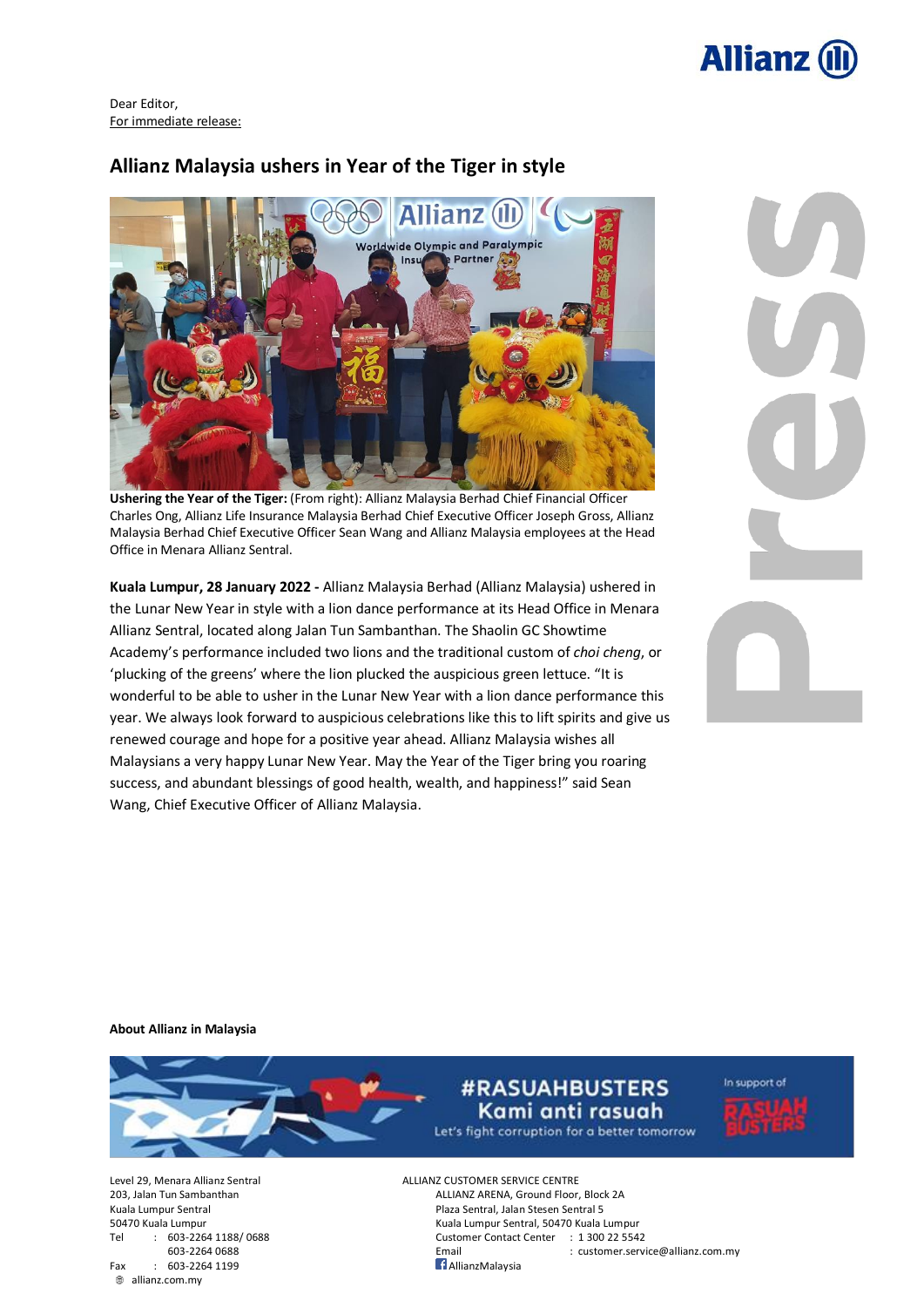Dear Editor,
For immediate release:

## Allianz Malaysia ushers in Year of the Tiger in style

**Ushering the Year of the Tiger:** (From right): Allianz Malaysia Berhad Chief Financial Officer Charles Ong, Allianz Life Insurance Malaysia Berhad Chief Executive Officer Joseph Gross, Allianz Malaysia Berhad Chief Executive Officer Sean Wang and Allianz Malaysia employees at the Head Office in Menara Allianz Sentral.

**Kuala Lumpur, 28 January 2022 -** Allianz Malaysia Berhad (Allianz Malaysia) ushered in the Lunar New Year in style with a lion dance performance at its Head Office in Menara Allianz Sentral, located along Jalan Tun Sambanthan. The Shaolin GC Showtime Academy's performance included two lions and the traditional custom of *choi cheng*, or 'plucking of the greens' where the lion plucked the auspicious green lettuce. "It is wonderful to be able to usher in the Lunar New Year with a lion dance performance this year. We always look forward to auspicious celebrations like this to lift spirits and give us renewed courage and hope for a positive year ahead. Allianz Malaysia wishes all Malaysians a very happy Lunar New Year. May the Year of the Tiger bring you roaring success, and abundant blessings of good health, wealth, and happiness!" said Sean Wang, Chief Executive Officer of Allianz Malaysia.

**About Allianz in Malaysia**

#RASUAHBUSTERS
Kami anti rasuah
Let's fight corruption for a better tomorrow
In support of RASUAH BUSTERS

Level 29, Menara Allianz Sentral
203, Jalan Tun Sambanthan
Kuala Lumpur Sentral
50470 Kuala Lumpur
Tel : 603-2264 1188/ 0688
603-2264 0688
Fax : 603-2264 1199
allianz.com.my

ALLIANZ CUSTOMER SERVICE CENTRE
ALLIANZ ARENA, Ground Floor, Block 2A
Plaza Sentral, Jalan Stesen Sentral 5
Kuala Lumpur Sentral, 50470 Kuala Lumpur
Customer Contact Center : 1 300 22 5542
Email : customer.service@allianz.com.my
AllianzMalaysia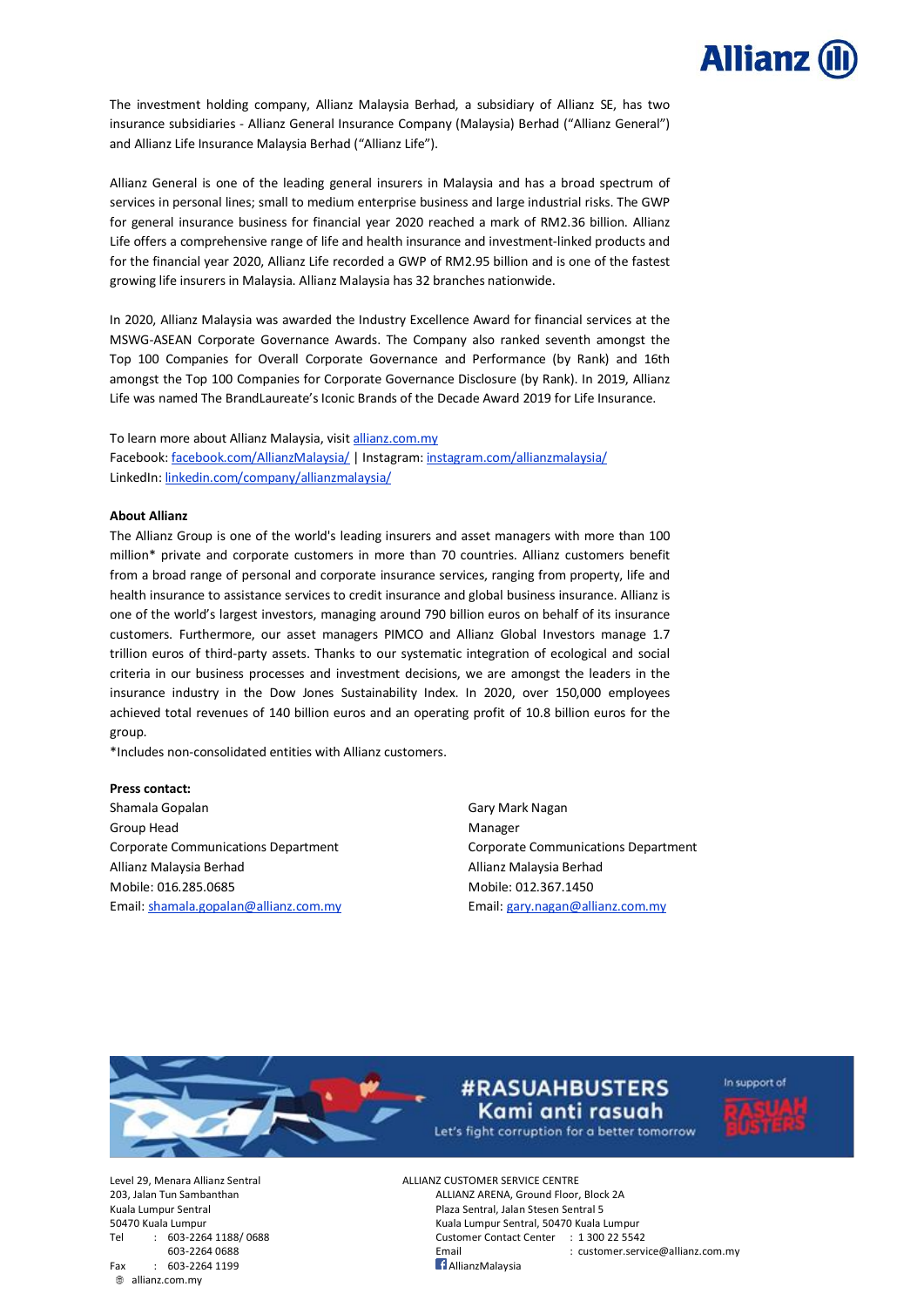The investment holding company, Allianz Malaysia Berhad, a subsidiary of Allianz SE, has two insurance subsidiaries - Allianz General Insurance Company (Malaysia) Berhad ("Allianz General") and Allianz Life Insurance Malaysia Berhad ("Allianz Life").

Allianz General is one of the leading general insurers in Malaysia and has a broad spectrum of services in personal lines; small to medium enterprise business and large industrial risks. The GWP for general insurance business for financial year 2020 reached a mark of RM2.36 billion. Allianz Life offers a comprehensive range of life and health insurance and investment-linked products and for the financial year 2020, Allianz Life recorded a GWP of RM2.95 billion and is one of the fastest growing life insurers in Malaysia. Allianz Malaysia has 32 branches nationwide.

In 2020, Allianz Malaysia was awarded the Industry Excellence Award for financial services at the MSWG-ASEAN Corporate Governance Awards. The Company also ranked seventh amongst the Top 100 Companies for Overall Corporate Governance and Performance (by Rank) and 16th amongst the Top 100 Companies for Corporate Governance Disclosure (by Rank). In 2019, Allianz Life was named The BrandLaureate's Iconic Brands of the Decade Award 2019 for Life Insurance.

To learn more about Allianz Malaysia, visit [allianz.com.my](allianz.com.my)
Facebook: [facebook.com/AllianzMalaysia/](facebook.com/AllianzMalaysia/) | Instagram: [instagram.com/allianzmalaysia/](instagram.com/allianzmalaysia/)
LinkedIn: [linkedin.com/company/allianzmalaysia/](linkedin.com/company/allianzmalaysia/)

**About Allianz**

The Allianz Group is one of the world's leading insurers and asset managers with more than 100 million* private and corporate customers in more than 70 countries. Allianz customers benefit from a broad range of personal and corporate insurance services, ranging from property, life and health insurance to assistance services to credit insurance and global business insurance. Allianz is one of the world's largest investors, managing around 790 billion euros on behalf of its insurance customers. Furthermore, our asset managers PIMCO and Allianz Global Investors manage 1.7 trillion euros of third-party assets. Thanks to our systematic integration of ecological and social criteria in our business processes and investment decisions, we are amongst the leaders in the insurance industry in the Dow Jones Sustainability Index. In 2020, over 150,000 employees achieved total revenues of 140 billion euros and an operating profit of 10.8 billion euros for the group.

*Includes non-consolidated entities with Allianz customers.

**Press contact:**

Shamala Gopalan
Group Head
Corporate Communications Department
Allianz Malaysia Berhad
Mobile: 016.285.0685
Email: [shamala.gopalan@allianz.com.my](mailto:shamala.gopalan@allianz.com.my)

Gary Mark Nagan
Manager
Corporate Communications Department
Allianz Malaysia Berhad
Mobile: 012.367.1450
Email: [gary.nagan@allianz.com.my](mailto:gary.nagan@allianz.com.my)

#RASUAHBUSTERS
Kami anti rasuah
Let's fight corruption for a better tomorrow
In support of RASUAH BUSTERS

Level 29, Menara Allianz Sentral
203, Jalan Tun Sambanthan
Kuala Lumpur Sentral
50470 Kuala Lumpur
Tel : 603-2264 1188/ 0688
603-2264 0688
Fax : 603-2264 1199
allianz.com.my

ALLIANZ CUSTOMER SERVICE CENTRE
ALLIANZ ARENA, Ground Floor, Block 2A
Plaza Sentral, Jalan Stesen Sentral 5
Kuala Lumpur Sentral, 50470 Kuala Lumpur
Customer Contact Center : 1 300 22 5542
Email : customer.service@allianz.com.my
AllianzMalaysia